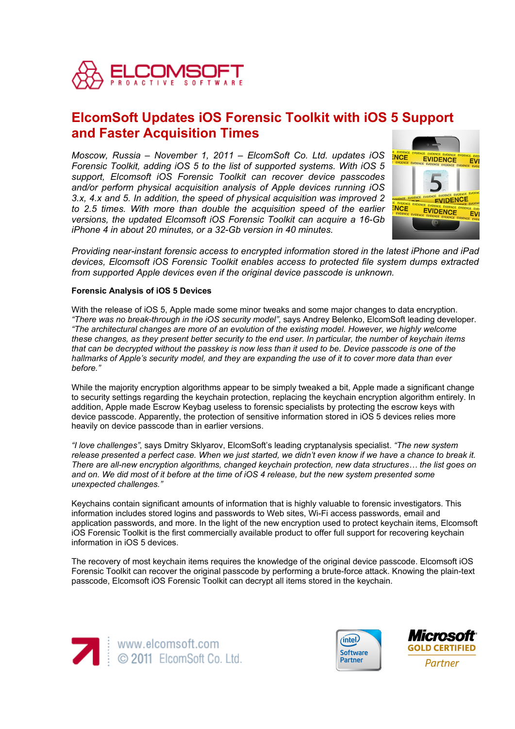# ElcomSoft Updates iOS Forensic Toolkit with iOS 5 Support and Faster Acquisition Times

*Moscow, Russia – November 1, 2011 – ElcomSoft Co. Ltd. updates iOS Forensic Toolkit, adding iOS 5 to the list of supported systems. With iOS 5 support, Elcomsoft iOS Forensic Toolkit can recover device passcodes and/or perform physical acquisition analysis of Apple devices running iOS 3.x, 4.x and 5. In addition, the speed of physical acquisition was improved 2 to 2.5 times. With more than double the acquisition speed of the earlier versions, the updated Elcomsoft iOS Forensic Toolkit can acquire a 16-Gb iPhone 4 in about 20 minutes, or a 32-Gb version in 40 minutes.*

*Providing near-instant forensic access to encrypted information stored in the latest iPhone and iPad devices, Elcomsoft iOS Forensic Toolkit enables access to protected file system dumps extracted from supported Apple devices even if the original device passcode is unknown.*

**Forensic Analysis of iOS 5 Devices**

With the release of iOS 5, Apple made some minor tweaks and some major changes to data encryption. *"There was no break-through in the iOS security model"*, says Andrey Belenko, ElcomSoft leading developer. *"The architectural changes are more of an evolution of the existing model. However, we highly welcome these changes, as they present better security to the end user. In particular, the number of keychain items that can be decrypted without the passkey is now less than it used to be. Device passcode is one of the hallmarks of Apple's security model, and they are expanding the use of it to cover more data than ever before."*

While the majority encryption algorithms appear to be simply tweaked a bit, Apple made a significant change to security settings regarding the keychain protection, replacing the keychain encryption algorithm entirely. In addition, Apple made Escrow Keybag useless to forensic specialists by protecting the escrow keys with device passcode. Apparently, the protection of sensitive information stored in iOS 5 devices relies more heavily on device passcode than in earlier versions.

*"I love challenges"*, says Dmitry Sklyarov, ElcomSoft's leading cryptanalysis specialist. *"The new system release presented a perfect case. When we just started, we didn't even know if we have a chance to break it. There are all-new encryption algorithms, changed keychain protection, new data structures… the list goes on and on. We did most of it before at the time of iOS 4 release, but the new system presented some unexpected challenges."*

Keychains contain significant amounts of information that is highly valuable to forensic investigators. This information includes stored logins and passwords to Web sites, Wi-Fi access passwords, email and application passwords, and more. In the light of the new encryption used to protect keychain items, Elcomsoft iOS Forensic Toolkit is the first commercially available product to offer full support for recovering keychain information in iOS 5 devices.

The recovery of most keychain items requires the knowledge of the original device passcode. Elcomsoft iOS Forensic Toolkit can recover the original passcode by performing a brute-force attack. Knowing the plain-text passcode, Elcomsoft iOS Forensic Toolkit can decrypt all items stored in the keychain.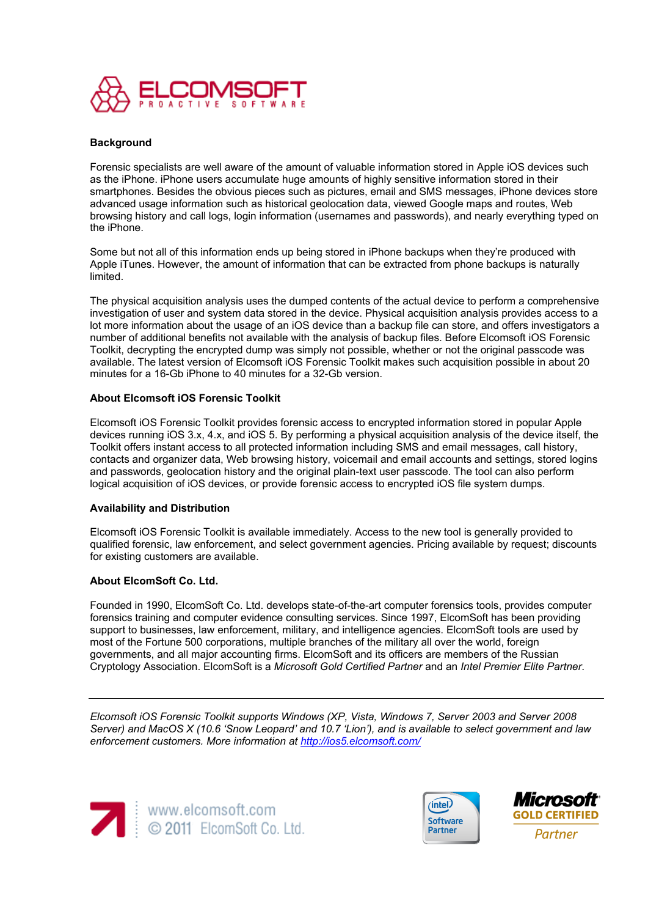ELCOMSOFT
PROACTIVE SOFTWARE

**Background**

Forensic specialists are well aware of the amount of valuable information stored in Apple iOS devices such as the iPhone. iPhone users accumulate huge amounts of highly sensitive information stored in their smartphones. Besides the obvious pieces such as pictures, email and SMS messages, iPhone devices store advanced usage information such as historical geolocation data, viewed Google maps and routes, Web browsing history and call logs, login information (usernames and passwords), and nearly everything typed on the iPhone.

Some but not all of this information ends up being stored in iPhone backups when they're produced with Apple iTunes. However, the amount of information that can be extracted from phone backups is naturally limited.

The physical acquisition analysis uses the dumped contents of the actual device to perform a comprehensive investigation of user and system data stored in the device. Physical acquisition analysis provides access to a lot more information about the usage of an iOS device than a backup file can store, and offers investigators a number of additional benefits not available with the analysis of backup files. Before Elcomsoft iOS Forensic Toolkit, decrypting the encrypted dump was simply not possible, whether or not the original passcode was available. The latest version of Elcomsoft iOS Forensic Toolkit makes such acquisition possible in about 20 minutes for a 16-Gb iPhone to 40 minutes for a 32-Gb version.

**About Elcomsoft iOS Forensic Toolkit**

Elcomsoft iOS Forensic Toolkit provides forensic access to encrypted information stored in popular Apple devices running iOS 3.x, 4.x, and iOS 5. By performing a physical acquisition analysis of the device itself, the Toolkit offers instant access to all protected information including SMS and email messages, call history, contacts and organizer data, Web browsing history, voicemail and email accounts and settings, stored logins and passwords, geolocation history and the original plain-text user passcode. The tool can also perform logical acquisition of iOS devices, or provide forensic access to encrypted iOS file system dumps.

**Availability and Distribution**

Elcomsoft iOS Forensic Toolkit is available immediately. Access to the new tool is generally provided to qualified forensic, law enforcement, and select government agencies. Pricing available by request; discounts for existing customers are available.

**About ElcomSoft Co. Ltd.**

Founded in 1990, ElcomSoft Co. Ltd. develops state-of-the-art computer forensics tools, provides computer forensics training and computer evidence consulting services. Since 1997, ElcomSoft has been providing support to businesses, law enforcement, military, and intelligence agencies. ElcomSoft tools are used by most of the Fortune 500 corporations, multiple branches of the military all over the world, foreign governments, and all major accounting firms. ElcomSoft and its officers are members of the Russian Cryptology Association. ElcomSoft is a *Microsoft Gold Certified Partner* and an *Intel Premier Elite Partner*.

---

*Elcomsoft iOS Forensic Toolkit supports Windows (XP, Vista, Windows 7, Server 2003 and Server 2008 Server) and MacOS X (10.6 'Snow Leopard' and 10.7 'Lion'), and is available to select government and law enforcement customers. More information at [http://ios5.elcomsoft.com/](http://ios5.elcomsoft.com/)*

www.elcomsoft.com
© 2011 ElcomSoft Co. Ltd.

intel Software Partner

Microsoft GOLD CERTIFIED Partner